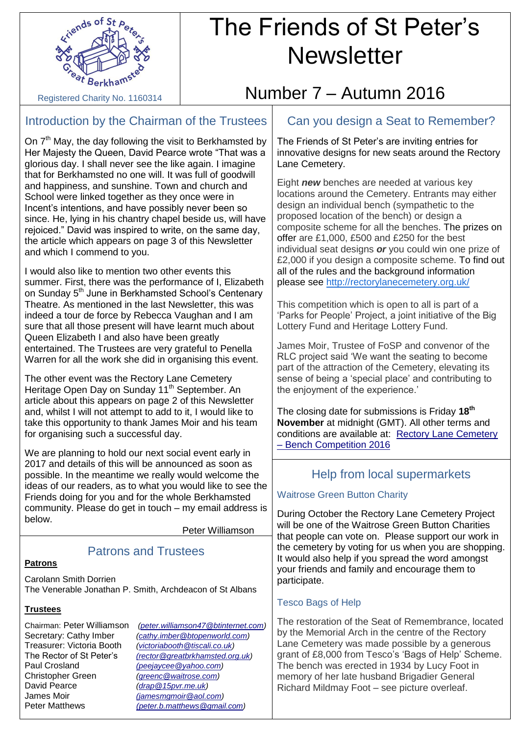Registered Charity No. 1160314

# The Friends of St Peter's Newsletter

## Number 7 – Autumn 2016

## Introduction by the Chairman of the Trustees

On 7th May, the day following the visit to Berkhamsted by Her Majesty the Queen, David Pearce wrote "That was a glorious day. I shall never see the like again. I imagine that for Berkhamsted no one will. It was full of goodwill and happiness, and sunshine. Town and church and School were linked together as they once were in Incent's intentions, and have possibly never been so since. He, lying in his chantry chapel beside us, will have rejoiced." David was inspired to write, on the same day, the article which appears on page 3 of this Newsletter and which I commend to you.

I would also like to mention two other events this summer. First, there was the performance of I, Elizabeth on Sunday 5th June in Berkhamsted School's Centenary Theatre. As mentioned in the last Newsletter, this was indeed a tour de force by Rebecca Vaughan and I am sure that all those present will have learnt much about Queen Elizabeth I and also have been greatly entertained. The Trustees are very grateful to Penella Warren for all the work she did in organising this event.

The other event was the Rectory Lane Cemetery Heritage Open Day on Sunday 11th September. An article about this appears on page 2 of this Newsletter and, whilst I will not attempt to add to it, I would like to take this opportunity to thank James Moir and his team for organising such a successful day.

We are planning to hold our next social event early in 2017 and details of this will be announced as soon as possible. In the meantime we really would welcome the ideas of our readers, as to what you would like to see the Friends doing for you and for the whole Berkhamsted community. Please do get in touch – my email address is below.

Peter Williamson

## Patrons and Trustees

**Patrons**

Carolann Smith Dorrien
The Venerable Jonathan P. Smith, Archdeacon of St Albans

**Trustees**

Chairman: Peter Williamson (*peter.williamson47@btinternet.com*)
Secretary: Cathy Imber (*cathy.imber@btopenworld.com*)
Treasurer: Victoria Booth (*victoriabooth@tiscali.co.uk*)
The Rector of St Peter's (*rector@greatbrkhamsted.org.uk*)
Paul Crosland (*peejaycee@yahoo.com*)
Christopher Green (*greenc@waitrose.com*)
David Pearce (*drap@15pvr.me.uk*)
James Moir (*jamesmgmoir@aol.com*)
Peter Matthews (*peter.b.matthews@gmail.com*)

## Can you design a Seat to Remember?

The Friends of St Peter's are inviting entries for innovative designs for new seats around the Rectory Lane Cemetery.

Eight ***new*** benches are needed at various key locations around the Cemetery. Entrants may either design an individual bench (sympathetic to the proposed location of the bench) or design a composite scheme for all the benches. The prizes on offer are £1,000, £500 and £250 for the best individual seat designs ***or*** you could win one prize of £2,000 if you design a composite scheme. To find out all of the rules and the background information please see http://rectorylanecemetery.org.uk/

This competition which is open to all is part of a 'Parks for People' Project, a joint initiative of the Big Lottery Fund and Heritage Lottery Fund.

James Moir, Trustee of FoSP and convenor of the RLC project said 'We want the seating to become part of the attraction of the Cemetery, elevating its sense of being a 'special place' and contributing to the enjoyment of the experience.'

The closing date for submissions is Friday **18th November** at midnight (GMT). All other terms and conditions are available at: Rectory Lane Cemetery – Bench Competition 2016

## Help from local supermarkets

### Waitrose Green Button Charity

During October the Rectory Lane Cemetery Project will be one of the Waitrose Green Button Charities that people can vote on. Please support our work in the cemetery by voting for us when you are shopping. It would also help if you spread the word amongst your friends and family and encourage them to participate.

### Tesco Bags of Help

The restoration of the Seat of Remembrance, located by the Memorial Arch in the centre of the Rectory Lane Cemetery was made possible by a generous grant of £8,000 from Tesco's 'Bags of Help' Scheme. The bench was erected in 1934 by Lucy Foot in memory of her late husband Brigadier General Richard Mildmay Foot – see picture overleaf.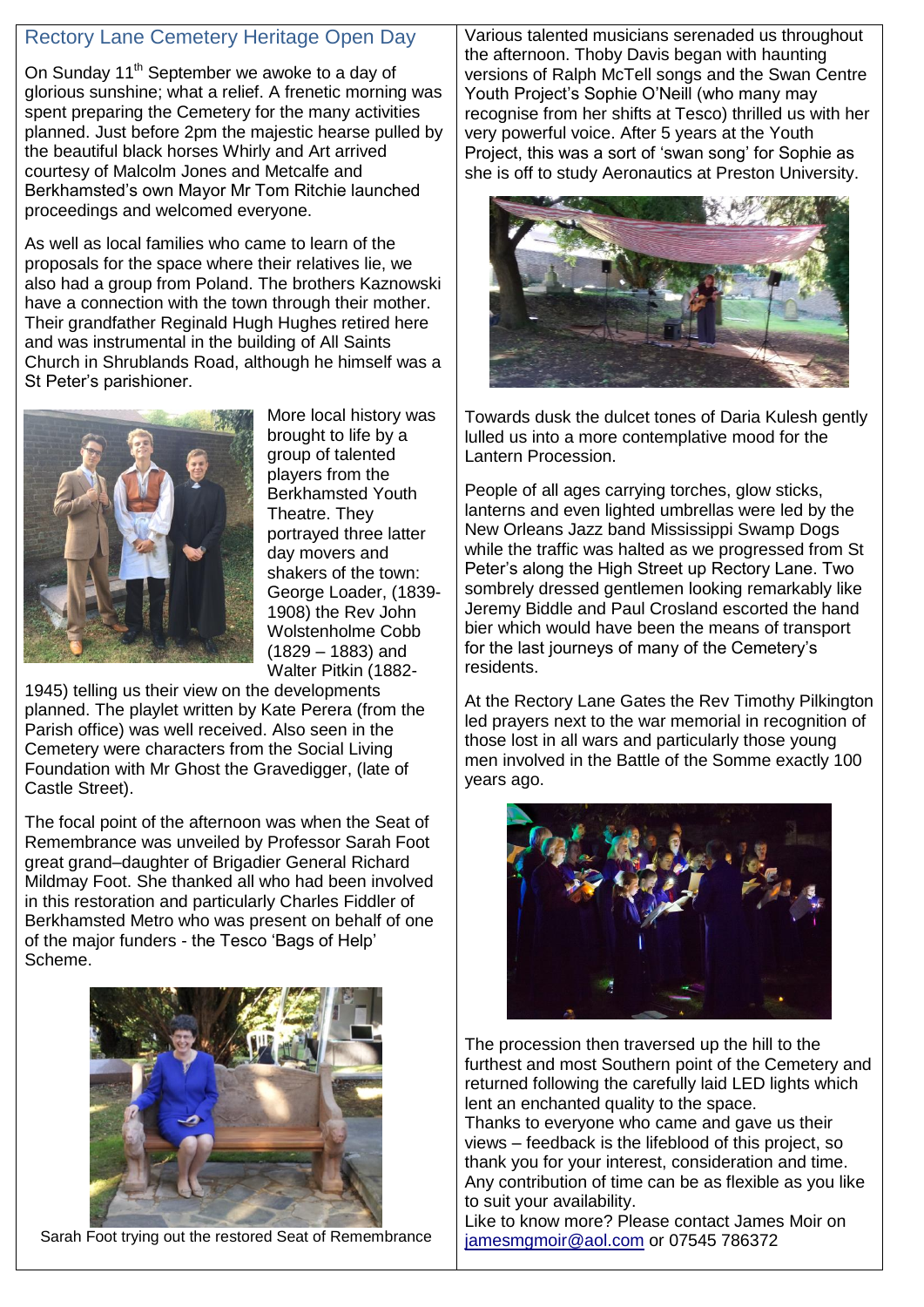## Rectory Lane Cemetery Heritage Open Day

On Sunday 11th September we awoke to a day of glorious sunshine; what a relief. A frenetic morning was spent preparing the Cemetery for the many activities planned. Just before 2pm the majestic hearse pulled by the beautiful black horses Whirly and Art arrived courtesy of Malcolm Jones and Metcalfe and Berkhamsted's own Mayor Mr Tom Ritchie launched proceedings and welcomed everyone.

As well as local families who came to learn of the proposals for the space where their relatives lie, we also had a group from Poland. The brothers Kaznowski have a connection with the town through their mother. Their grandfather Reginald Hugh Hughes retired here and was instrumental in the building of All Saints Church in Shrublands Road, although he himself was a St Peter's parishioner.

More local history was brought to life by a group of talented players from the Berkhamsted Youth Theatre. They portrayed three latter day movers and shakers of the town: George Loader, (1839-1908) the Rev John Wolstenholme Cobb (1829 – 1883) and Walter Pitkin (1882-1945) telling us their view on the developments planned. The playlet written by Kate Perera (from the Parish office) was well received. Also seen in the Cemetery were characters from the Social Living Foundation with Mr Ghost the Gravedigger, (late of Castle Street).

The focal point of the afternoon was when the Seat of Remembrance was unveiled by Professor Sarah Foot great grand–daughter of Brigadier General Richard Mildmay Foot. She thanked all who had been involved in this restoration and particularly Charles Fiddler of Berkhamsted Metro who was present on behalf of one of the major funders - the Tesco 'Bags of Help' Scheme.

Sarah Foot trying out the restored Seat of Remembrance

Various talented musicians serenaded us throughout the afternoon. Thoby Davis began with haunting versions of Ralph McTell songs and the Swan Centre Youth Project's Sophie O'Neill (who many may recognise from her shifts at Tesco) thrilled us with her very powerful voice. After 5 years at the Youth Project, this was a sort of 'swan song' for Sophie as she is off to study Aeronautics at Preston University.

Towards dusk the dulcet tones of Daria Kulesh gently lulled us into a more contemplative mood for the Lantern Procession.

People of all ages carrying torches, glow sticks, lanterns and even lighted umbrellas were led by the New Orleans Jazz band Mississippi Swamp Dogs while the traffic was halted as we progressed from St Peter's along the High Street up Rectory Lane. Two sombrely dressed gentlemen looking remarkably like Jeremy Biddle and Paul Crosland escorted the hand bier which would have been the means of transport for the last journeys of many of the Cemetery's residents.

At the Rectory Lane Gates the Rev Timothy Pilkington led prayers next to the war memorial in recognition of those lost in all wars and particularly those young men involved in the Battle of the Somme exactly 100 years ago.

The procession then traversed up the hill to the furthest and most Southern point of the Cemetery and returned following the carefully laid LED lights which lent an enchanted quality to the space.

Thanks to everyone who came and gave us their views – feedback is the lifeblood of this project, so thank you for your interest, consideration and time. Any contribution of time can be as flexible as you like to suit your availability.

Like to know more? Please contact James Moir on jamesmgmoir@aol.com or 07545 786372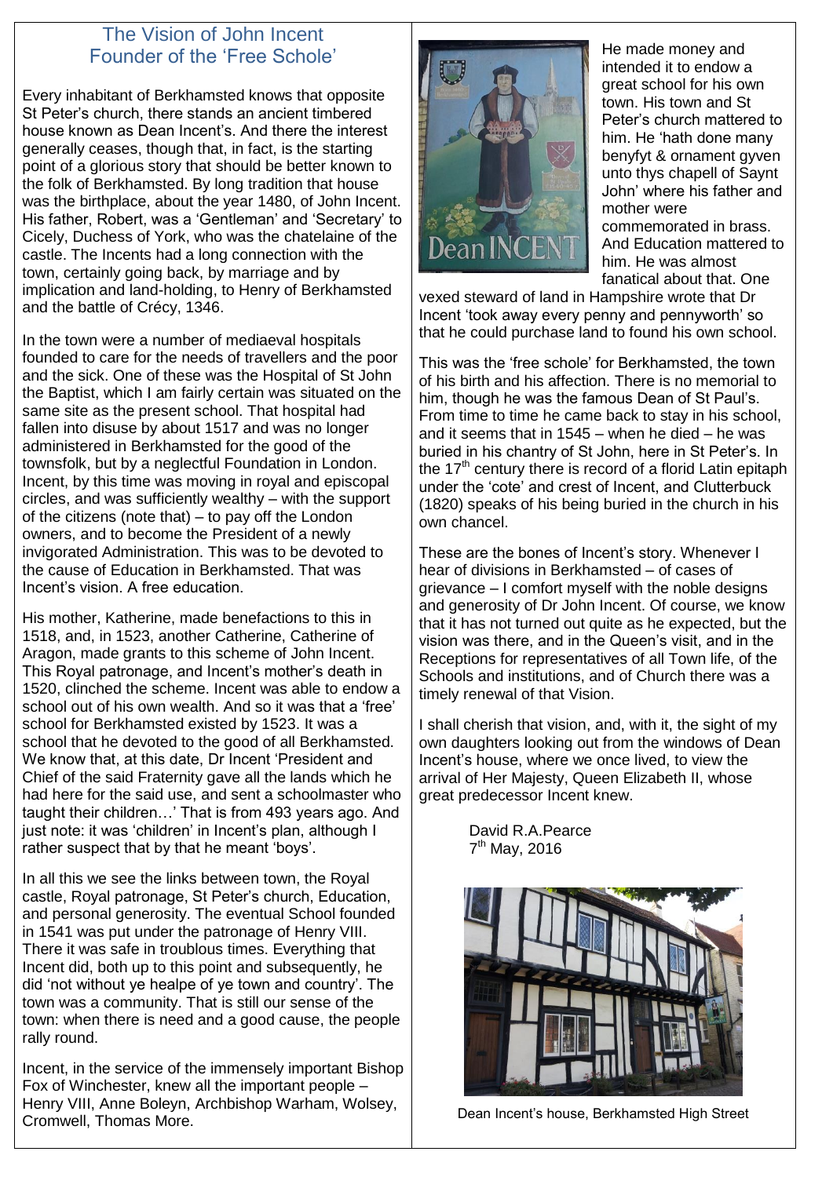## The Vision of John Incent
## Founder of the 'Free Schole'

Every inhabitant of Berkhamsted knows that opposite St Peter's church, there stands an ancient timbered house known as Dean Incent's. And there the interest generally ceases, though that, in fact, is the starting point of a glorious story that should be better known to the folk of Berkhamsted. By long tradition that house was the birthplace, about the year 1480, of John Incent. His father, Robert, was a 'Gentleman' and 'Secretary' to Cicely, Duchess of York, who was the chatelaine of the castle. The Incents had a long connection with the town, certainly going back, by marriage and by implication and land-holding, to Henry of Berkhamsted and the battle of Crécy, 1346.

In the town were a number of mediaeval hospitals founded to care for the needs of travellers and the poor and the sick. One of these was the Hospital of St John the Baptist, which I am fairly certain was situated on the same site as the present school. That hospital had fallen into disuse by about 1517 and was no longer administered in Berkhamsted for the good of the townsfolk, but by a neglectful Foundation in London. Incent, by this time was moving in royal and episcopal circles, and was sufficiently wealthy – with the support of the citizens (note that) – to pay off the London owners, and to become the President of a newly invigorated Administration. This was to be devoted to the cause of Education in Berkhamsted. That was Incent's vision. A free education.

His mother, Katherine, made benefactions to this in 1518, and, in 1523, another Catherine, Catherine of Aragon, made grants to this scheme of John Incent. This Royal patronage, and Incent's mother's death in 1520, clinched the scheme. Incent was able to endow a school out of his own wealth. And so it was that a 'free' school for Berkhamsted existed by 1523. It was a school that he devoted to the good of all Berkhamsted. We know that, at this date, Dr Incent 'President and Chief of the said Fraternity gave all the lands which he had here for the said use, and sent a schoolmaster who taught their children…' That is from 493 years ago. And just note: it was 'children' in Incent's plan, although I rather suspect that by that he meant 'boys'.

In all this we see the links between town, the Royal castle, Royal patronage, St Peter's church, Education, and personal generosity. The eventual School founded in 1541 was put under the patronage of Henry VIII. There it was safe in troublous times. Everything that Incent did, both up to this point and subsequently, he did 'not without ye healpe of ye town and country'. The town was a community. That is still our sense of the town: when there is need and a good cause, the people rally round.

Incent, in the service of the immensely important Bishop Fox of Winchester, knew all the important people – Henry VIII, Anne Boleyn, Archbishop Warham, Wolsey, Cromwell, Thomas More.

He made money and intended it to endow a great school for his own town. His town and St Peter's church mattered to him. He 'hath done many benyfyt & ornament gyven unto thys chapell of Saynt John' where his father and mother were commemorated in brass. And Education mattered to him. He was almost fanatical about that. One vexed steward of land in Hampshire wrote that Dr Incent 'took away every penny and pennyworth' so that he could purchase land to found his own school.

This was the 'free schole' for Berkhamsted, the town of his birth and his affection. There is no memorial to him, though he was the famous Dean of St Paul's. From time to time he came back to stay in his school, and it seems that in 1545 – when he died – he was buried in his chantry of St John, here in St Peter's. In the 17th century there is record of a florid Latin epitaph under the 'cote' and crest of Incent, and Clutterbuck (1820) speaks of his being buried in the church in his own chancel.

These are the bones of Incent's story. Whenever I hear of divisions in Berkhamsted – of cases of grievance – I comfort myself with the noble designs and generosity of Dr John Incent. Of course, we know that it has not turned out quite as he expected, but the vision was there, and in the Queen's visit, and in the Receptions for representatives of all Town life, of the Schools and institutions, and of Church there was a timely renewal of that Vision.

I shall cherish that vision, and, with it, the sight of my own daughters looking out from the windows of Dean Incent's house, where we once lived, to view the arrival of Her Majesty, Queen Elizabeth II, whose great predecessor Incent knew.

David R.A.Pearce
7th May, 2016

Dean Incent's house, Berkhamsted High Street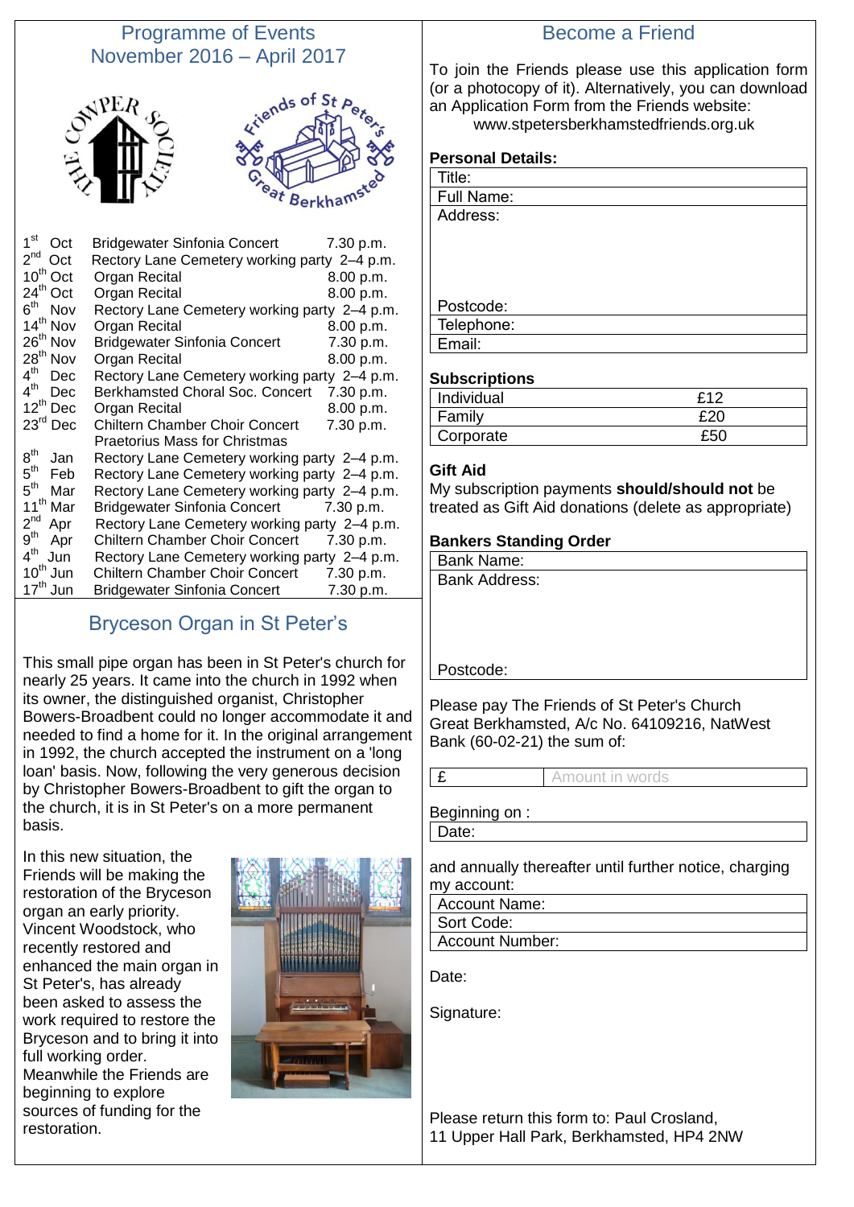## Programme of Events
## November 2016 – April 2017

| | | |
|---|---|---|
| 1st Oct | Bridgewater Sinfonia Concert | 7.30 p.m. |
| 2nd Oct | Rectory Lane Cemetery working party | 2–4 p.m. |
| 10th Oct | Organ Recital | 8.00 p.m. |
| 24th Oct | Organ Recital | 8.00 p.m. |
| 6th Nov | Rectory Lane Cemetery working party | 2–4 p.m. |
| 14th Nov | Organ Recital | 8.00 p.m. |
| 26th Nov | Bridgewater Sinfonia Concert | 7.30 p.m. |
| 28th Nov | Organ Recital | 8.00 p.m. |
| 4th Dec | Rectory Lane Cemetery working party | 2–4 p.m. |
| 4th Dec | Berkhamsted Choral Soc. Concert | 7.30 p.m. |
| 12th Dec | Organ Recital | 8.00 p.m. |
| 23rd Dec | Chiltern Chamber Choir Concert Praetorius Mass for Christmas | 7.30 p.m. |
| 8th Jan | Rectory Lane Cemetery working party | 2–4 p.m. |
| 5th Feb | Rectory Lane Cemetery working party | 2–4 p.m. |
| 5th Mar | Rectory Lane Cemetery working party | 2–4 p.m. |
| 11th Mar | Bridgewater Sinfonia Concert | 7.30 p.m. |
| 2nd Apr | Rectory Lane Cemetery working party | 2–4 p.m. |
| 9th Apr | Chiltern Chamber Choir Concert | 7.30 p.m. |
| 4th Jun | Rectory Lane Cemetery working party | 2–4 p.m. |
| 10th Jun | Chiltern Chamber Choir Concert | 7.30 p.m. |
| 17th Jun | Bridgewater Sinfonia Concert | 7.30 p.m. |

## Bryceson Organ in St Peter's

This small pipe organ has been in St Peter's church for nearly 25 years. It came into the church in 1992 when its owner, the distinguished organist, Christopher Bowers-Broadbent could no longer accommodate it and needed to find a home for it. In the original arrangement in 1992, the church accepted the instrument on a 'long loan' basis. Now, following the very generous decision by Christopher Bowers-Broadbent to gift the organ to the church, it is in St Peter's on a more permanent basis.

In this new situation, the Friends will be making the restoration of the Bryceson organ an early priority. Vincent Woodstock, who recently restored and enhanced the main organ in St Peter's, has already been asked to assess the work required to restore the Bryceson and to bring it into full working order. Meanwhile the Friends are beginning to explore sources of funding for the restoration.

## Become a Friend

To join the Friends please use this application form (or a photocopy of it). Alternatively, you can download an Application Form from the Friends website: www.stpetersberkhamstedfriends.org.uk

**Personal Details:**

| |
|---|
| Title: |
| Full Name: |
| Address: |
| Postcode: |
| Telephone: |
| Email: |

**Subscriptions**

| | |
|---|---|
| Individual | £12 |
| Family | £20 |
| Corporate | £50 |

**Gift Aid**

My subscription payments **should/should not** be treated as Gift Aid donations (delete as appropriate)

**Bankers Standing Order**

| |
|---|
| Bank Name: |
| Bank Address: |
| Postcode: |

Please pay The Friends of St Peter's Church Great Berkhamsted, A/c No. 64109216, NatWest Bank (60-02-21) the sum of:

| | |
|---|---|
| £ | Amount in words |

Beginning on :

| |
|---|
| Date: |

and annually thereafter until further notice, charging my account:

| |
|---|
| Account Name: |
| Sort Code: |
| Account Number: |

Date:

Signature:

Please return this form to: Paul Crosland, 11 Upper Hall Park, Berkhamsted, HP4 2NW